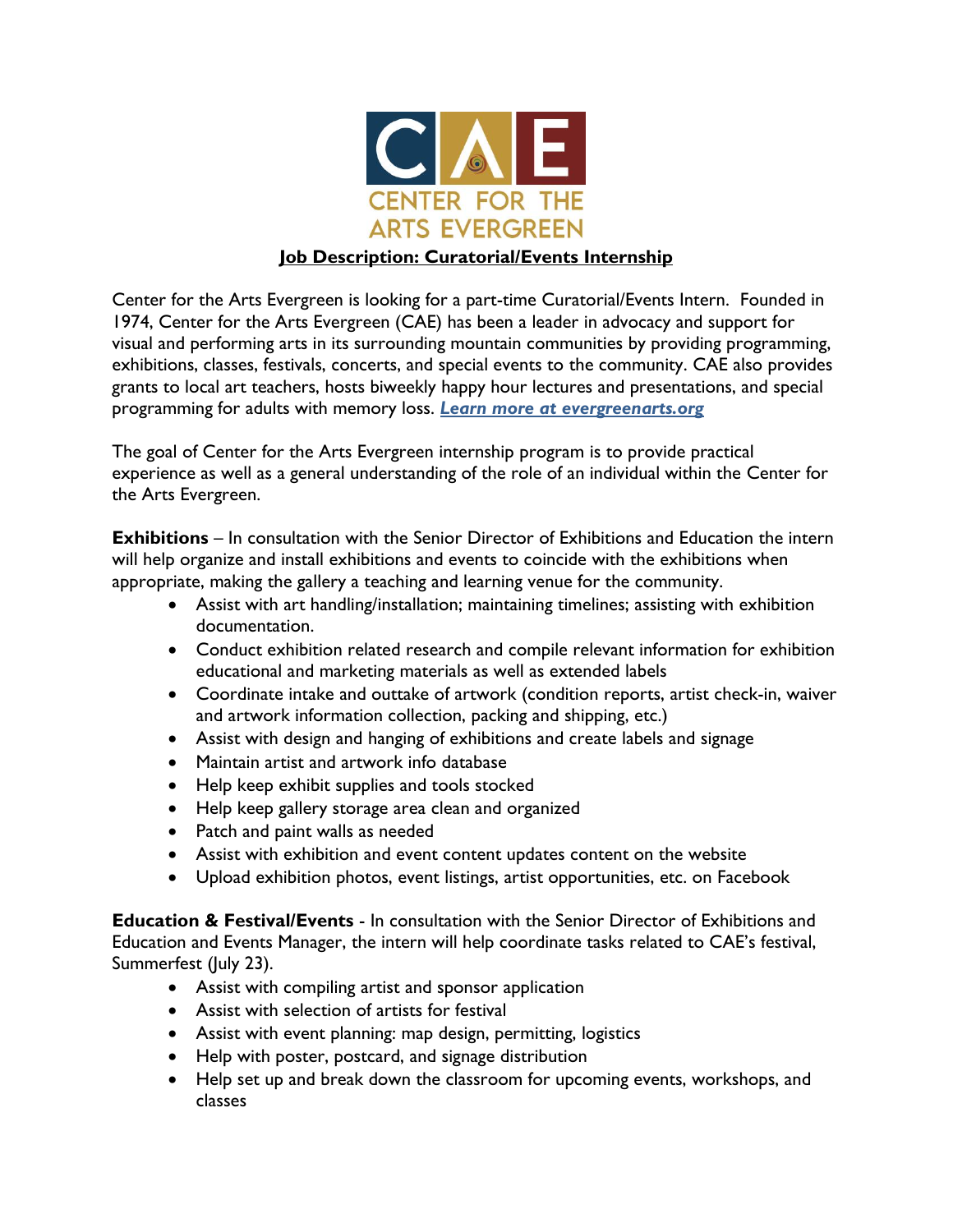CAE

CENTER FOR THE ARTS EVERGREEN

# Job Description: Curatorial/Events Internship

Center for the Arts Evergreen is looking for a part-time Curatorial/Events Intern. Founded in 1974, Center for the Arts Evergreen (CAE) has been a leader in advocacy and support for visual and performing arts in its surrounding mountain communities by providing programming, exhibitions, classes, festivals, concerts, and special events to the community. CAE also provides grants to local art teachers, hosts biweekly happy hour lectures and presentations, and special programming for adults with memory loss. ***Learn more at evergreenarts.org***

The goal of Center for the Arts Evergreen internship program is to provide practical experience as well as a general understanding of the role of an individual within the Center for the Arts Evergreen.

**Exhibitions** – In consultation with the Senior Director of Exhibitions and Education the intern will help organize and install exhibitions and events to coincide with the exhibitions when appropriate, making the gallery a teaching and learning venue for the community.

- Assist with art handling/installation; maintaining timelines; assisting with exhibition documentation.
- Conduct exhibition related research and compile relevant information for exhibition educational and marketing materials as well as extended labels
- Coordinate intake and outtake of artwork (condition reports, artist check-in, waiver and artwork information collection, packing and shipping, etc.)
- Assist with design and hanging of exhibitions and create labels and signage
- Maintain artist and artwork info database
- Help keep exhibit supplies and tools stocked
- Help keep gallery storage area clean and organized
- Patch and paint walls as needed
- Assist with exhibition and event content updates content on the website
- Upload exhibition photos, event listings, artist opportunities, etc. on Facebook

**Education & Festival/Events** - In consultation with the Senior Director of Exhibitions and Education and Events Manager, the intern will help coordinate tasks related to CAE's festival, Summerfest (July 23).

- Assist with compiling artist and sponsor application
- Assist with selection of artists for festival
- Assist with event planning: map design, permitting, logistics
- Help with poster, postcard, and signage distribution
- Help set up and break down the classroom for upcoming events, workshops, and classes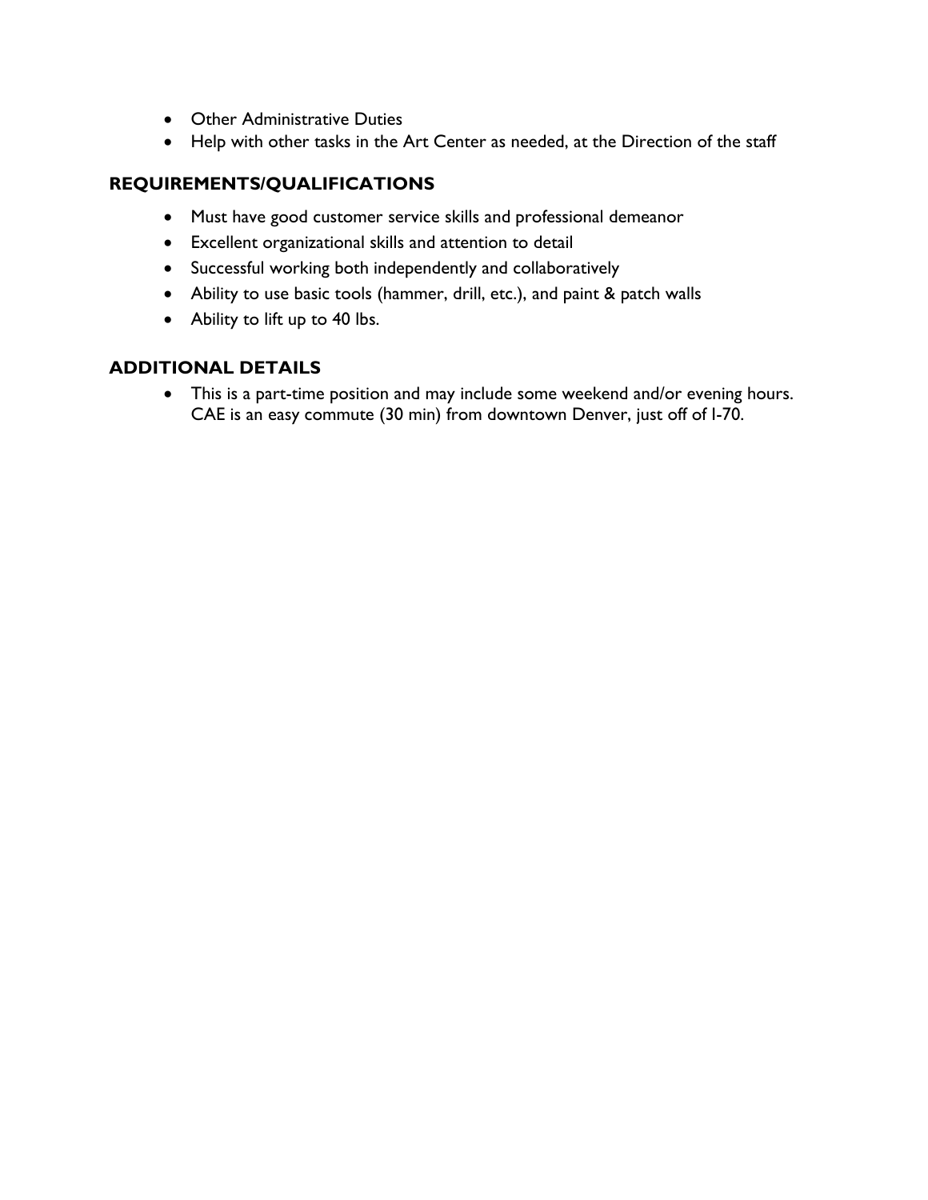- Other Administrative Duties
- Help with other tasks in the Art Center as needed, at the Direction of the staff

## REQUIREMENTS/QUALIFICATIONS

- Must have good customer service skills and professional demeanor
- Excellent organizational skills and attention to detail
- Successful working both independently and collaboratively
- Ability to use basic tools (hammer, drill, etc.), and paint & patch walls
- Ability to lift up to 40 lbs.

## ADDITIONAL DETAILS

- This is a part-time position and may include some weekend and/or evening hours. CAE is an easy commute (30 min) from downtown Denver, just off of I-70.